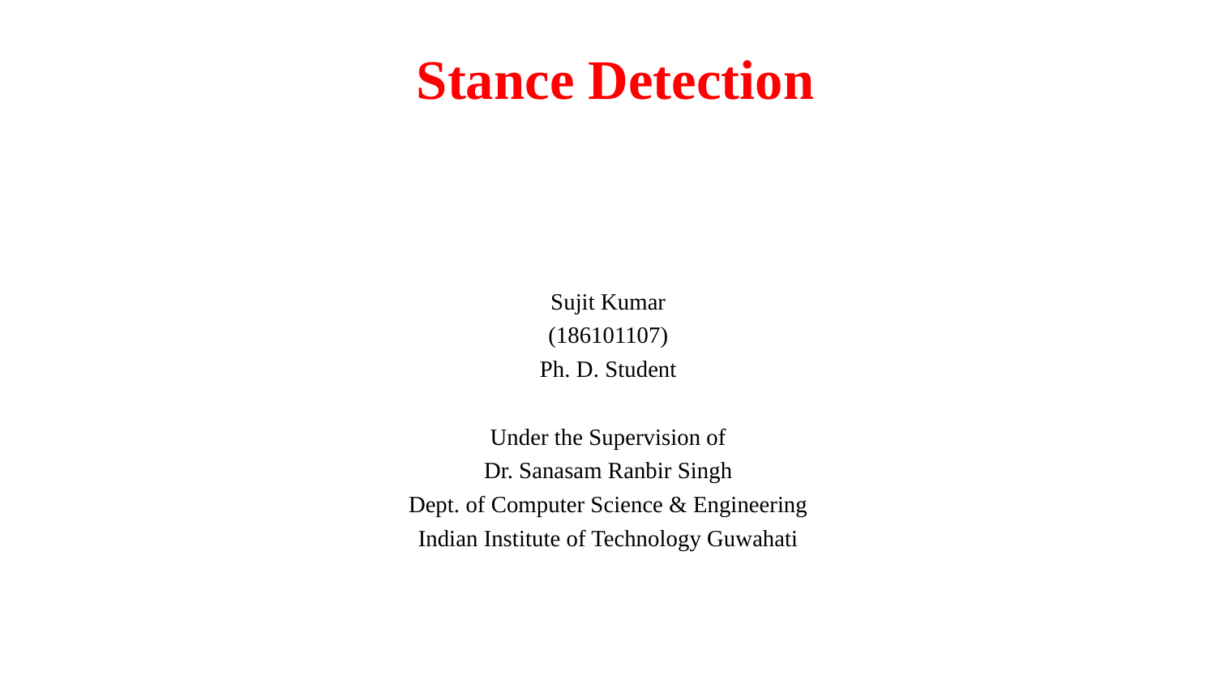# Stance Detection

Sujit Kumar

(186101107)

Ph. D. Student

Under the Supervision of

Dr. Sanasam Ranbir Singh

Dept. of Computer Science & Engineering

Indian Institute of Technology Guwahati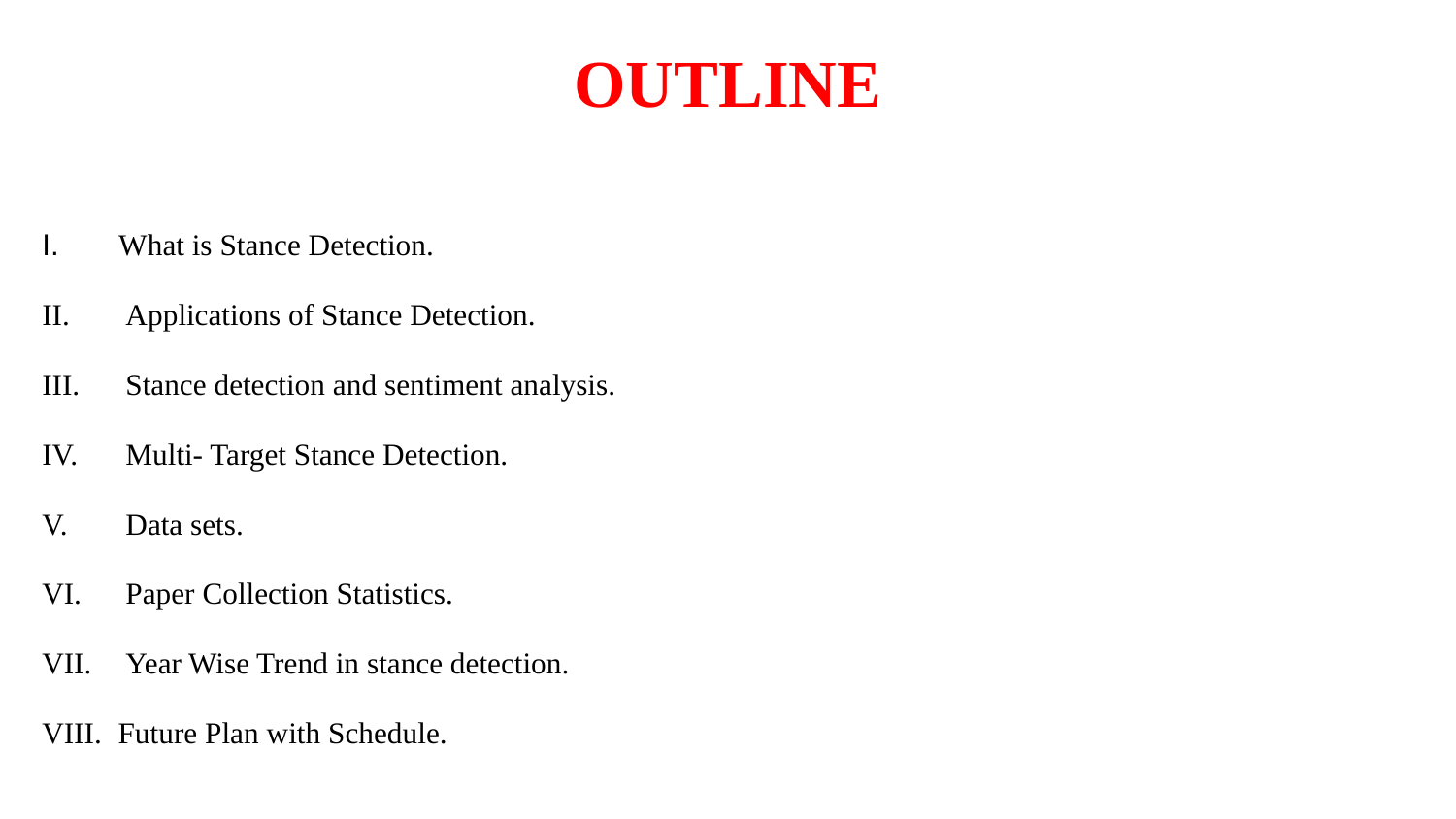# OUTLINE

I. What is Stance Detection.

II. Applications of Stance Detection.

III. Stance detection and sentiment analysis.

IV. Multi- Target Stance Detection.

V. Data sets.

VI. Paper Collection Statistics.

VII. Year Wise Trend in stance detection.

VIII. Future Plan with Schedule.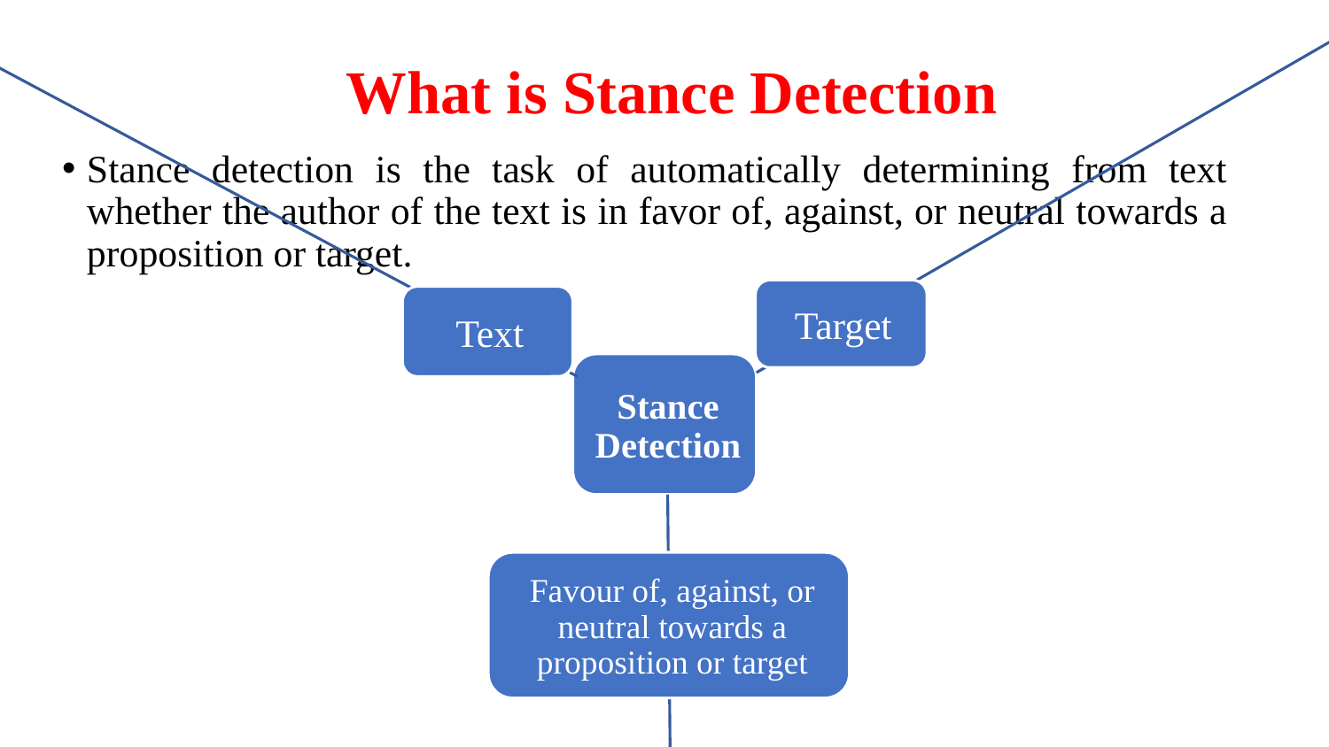# What is Stance Detection

- Stance detection is the task of automatically determining from text whether the author of the text is in favor of, against, or neutral towards a proposition or target.

Text

Target

**Stance Detection**

Favour of, against, or neutral towards a proposition or target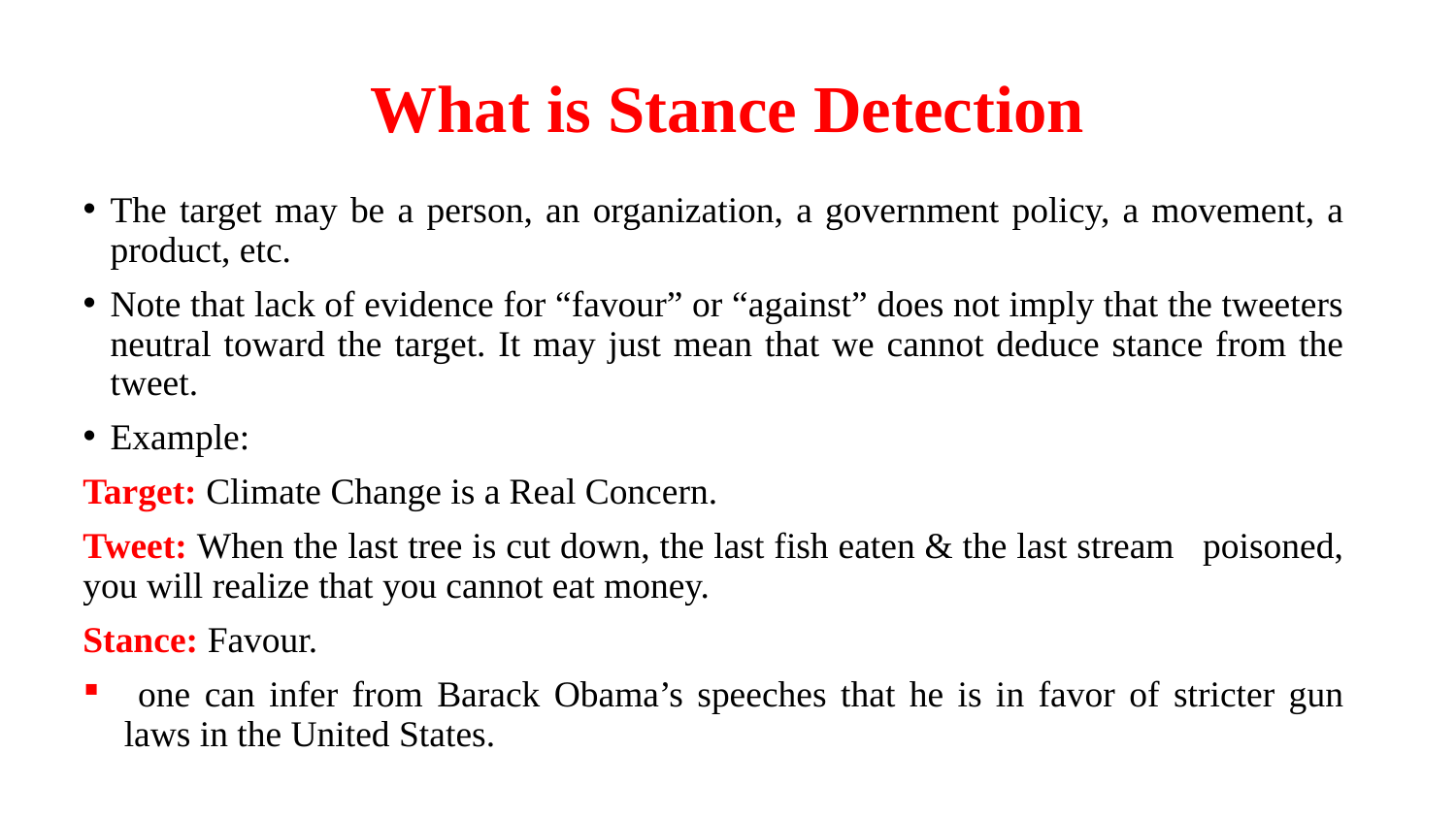# What is Stance Detection

- The target may be a person, an organization, a government policy, a movement, a product, etc.
- Note that lack of evidence for “favour” or “against” does not imply that the tweeters neutral toward the target. It may just mean that we cannot deduce stance from the tweet.
- Example:

**Target:** Climate Change is a Real Concern.

**Tweet:** When the last tree is cut down, the last fish eaten & the last stream poisoned, you will realize that you cannot eat money.

**Stance:** Favour.

- one can infer from Barack Obama’s speeches that he is in favor of stricter gun laws in the United States.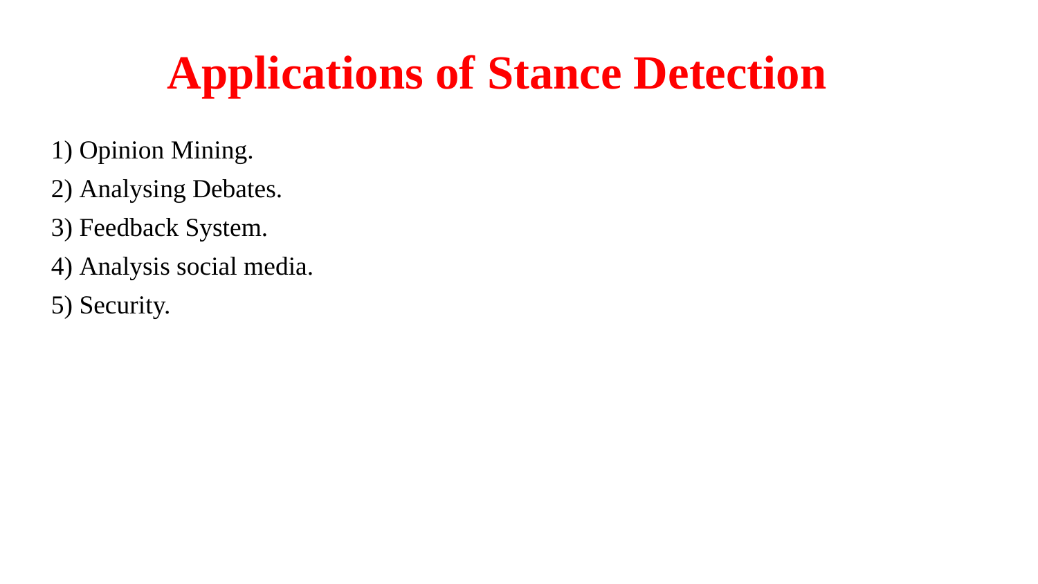# Applications of Stance Detection

1) Opinion Mining.
2) Analysing Debates.
3) Feedback System.
4) Analysis social media.
5) Security.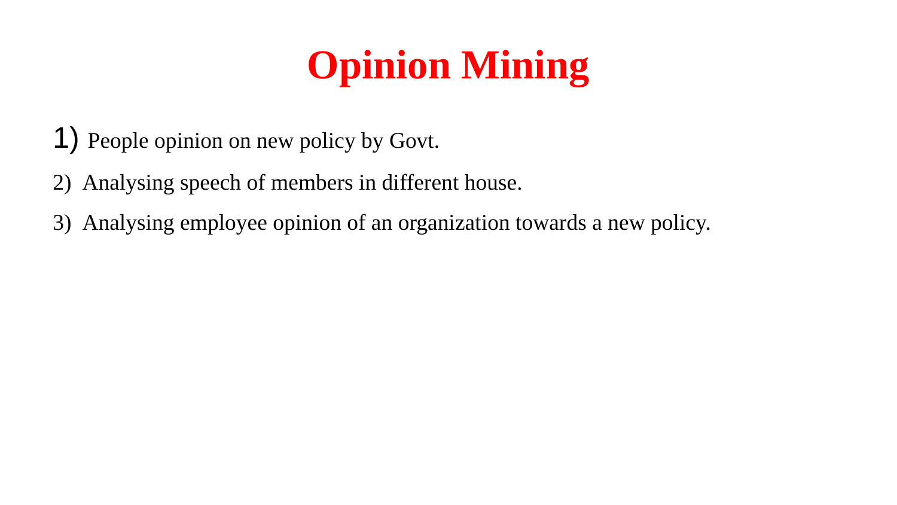# Opinion Mining

1) People opinion on new policy by Govt.
2) Analysing speech of members in different house.
3) Analysing employee opinion of an organization towards a new policy.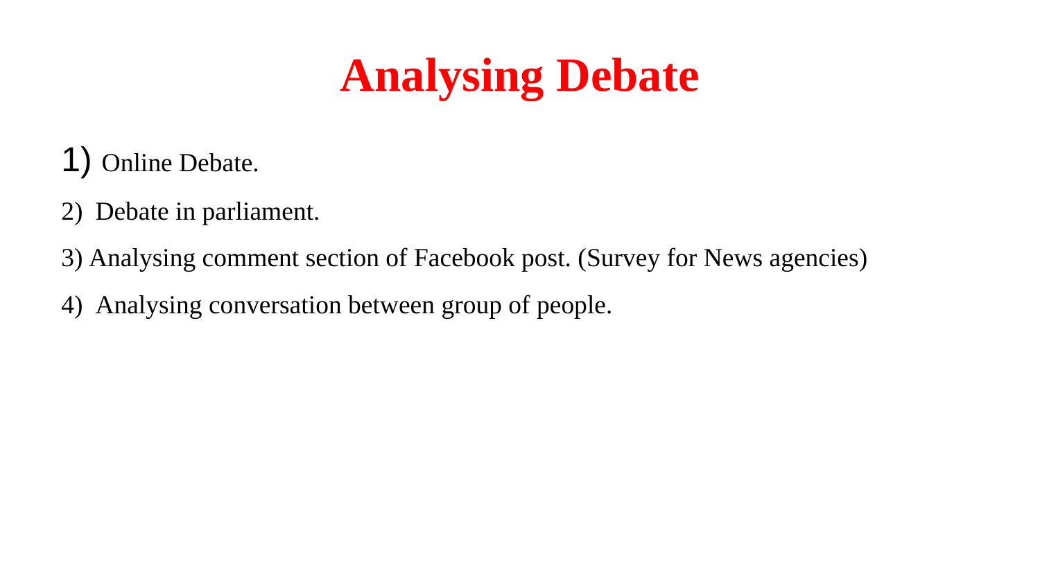# Analysing Debate

1) Online Debate.
2) Debate in parliament.
3) Analysing comment section of Facebook post. (Survey for News agencies)
4) Analysing conversation between group of people.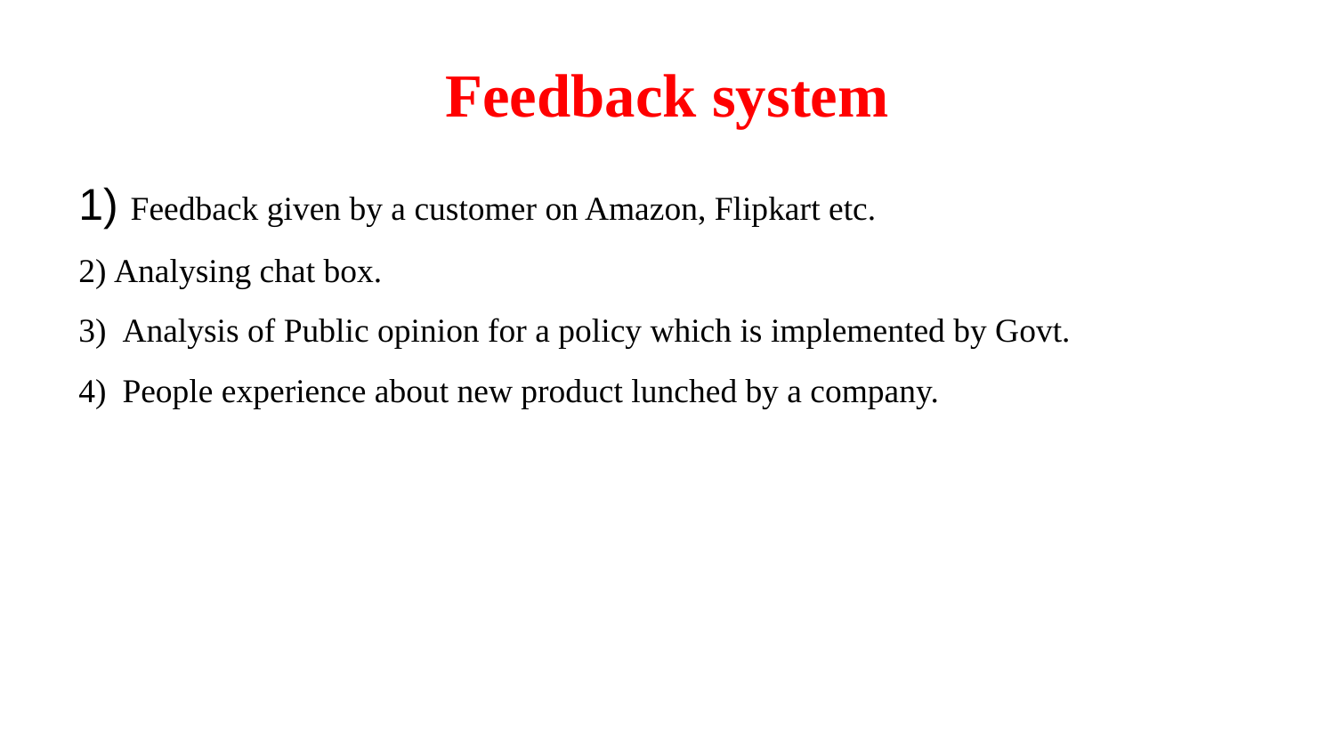# Feedback system

1) Feedback given by a customer on Amazon, Flipkart etc.
2) Analysing chat box.
3) Analysis of Public opinion for a policy which is implemented by Govt.
4) People experience about new product lunched by a company.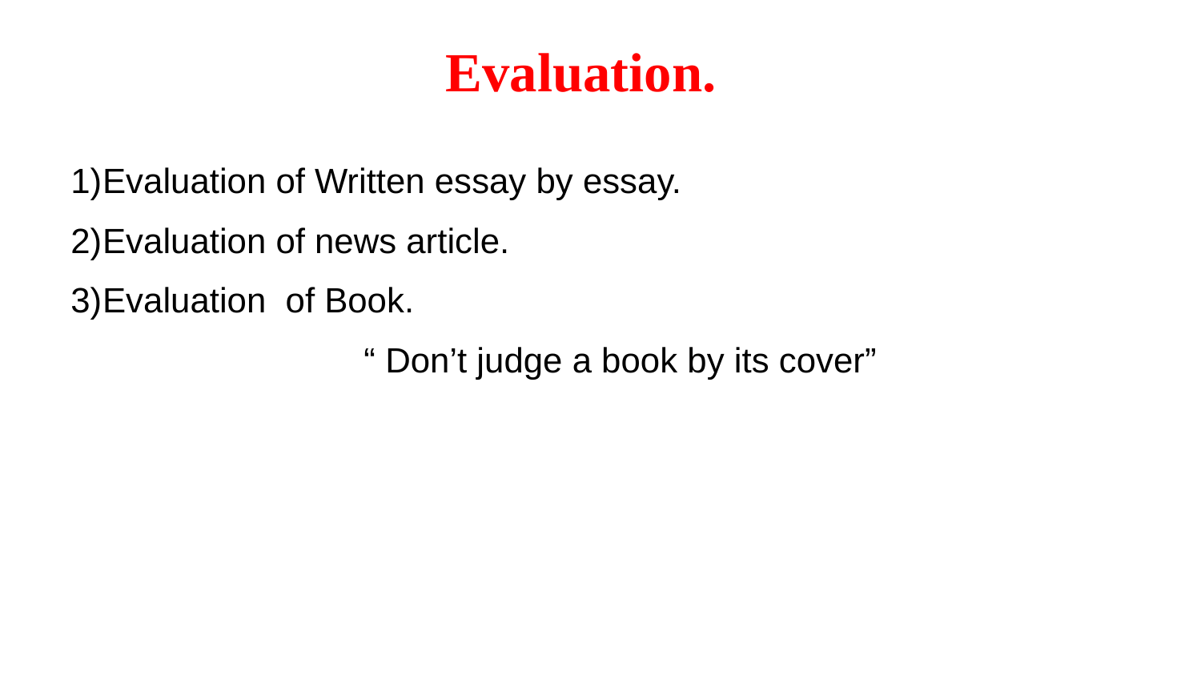# Evaluation.

1)Evaluation of Written essay by essay.

2)Evaluation of news article.

3)Evaluation of Book.

“ Don’t judge a book by its cover”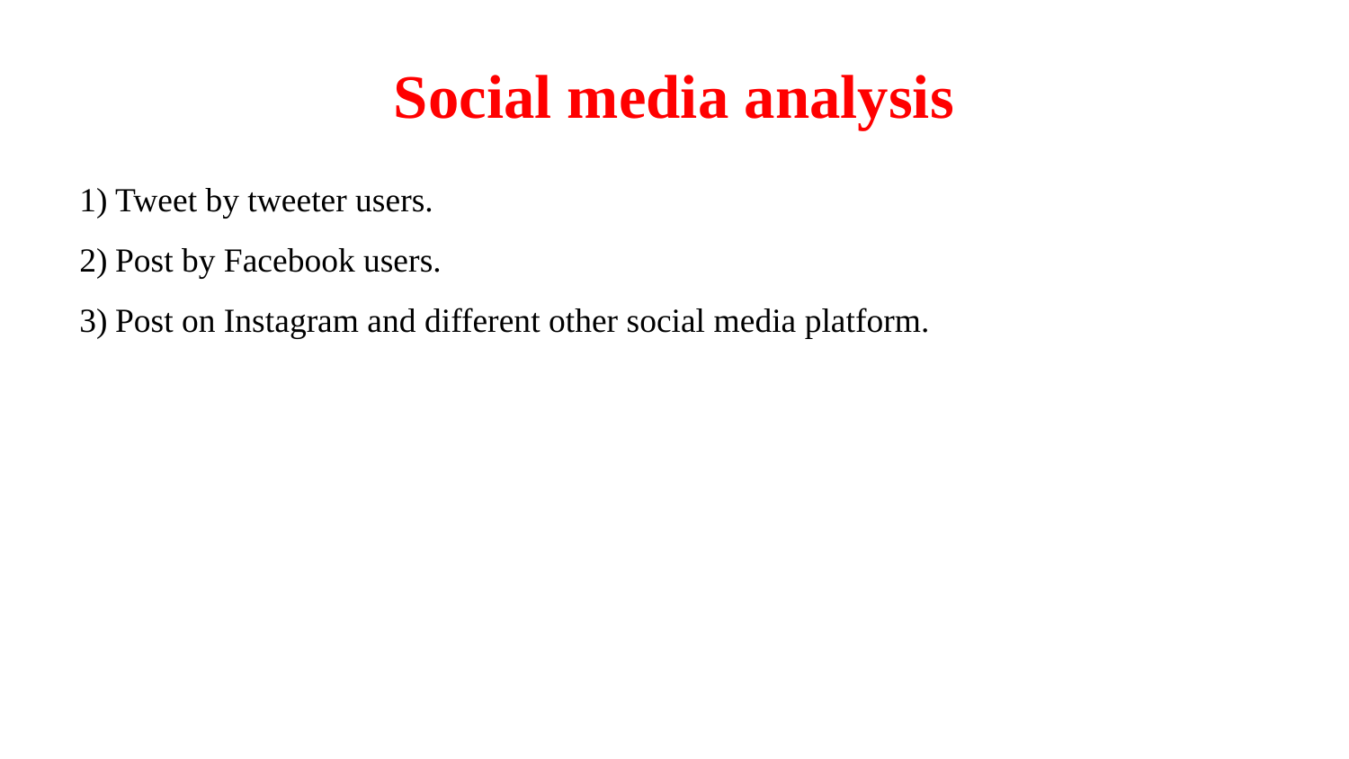# Social media analysis

1) Tweet by tweeter users.
2) Post by Facebook users.
3) Post on Instagram and different other social media platform.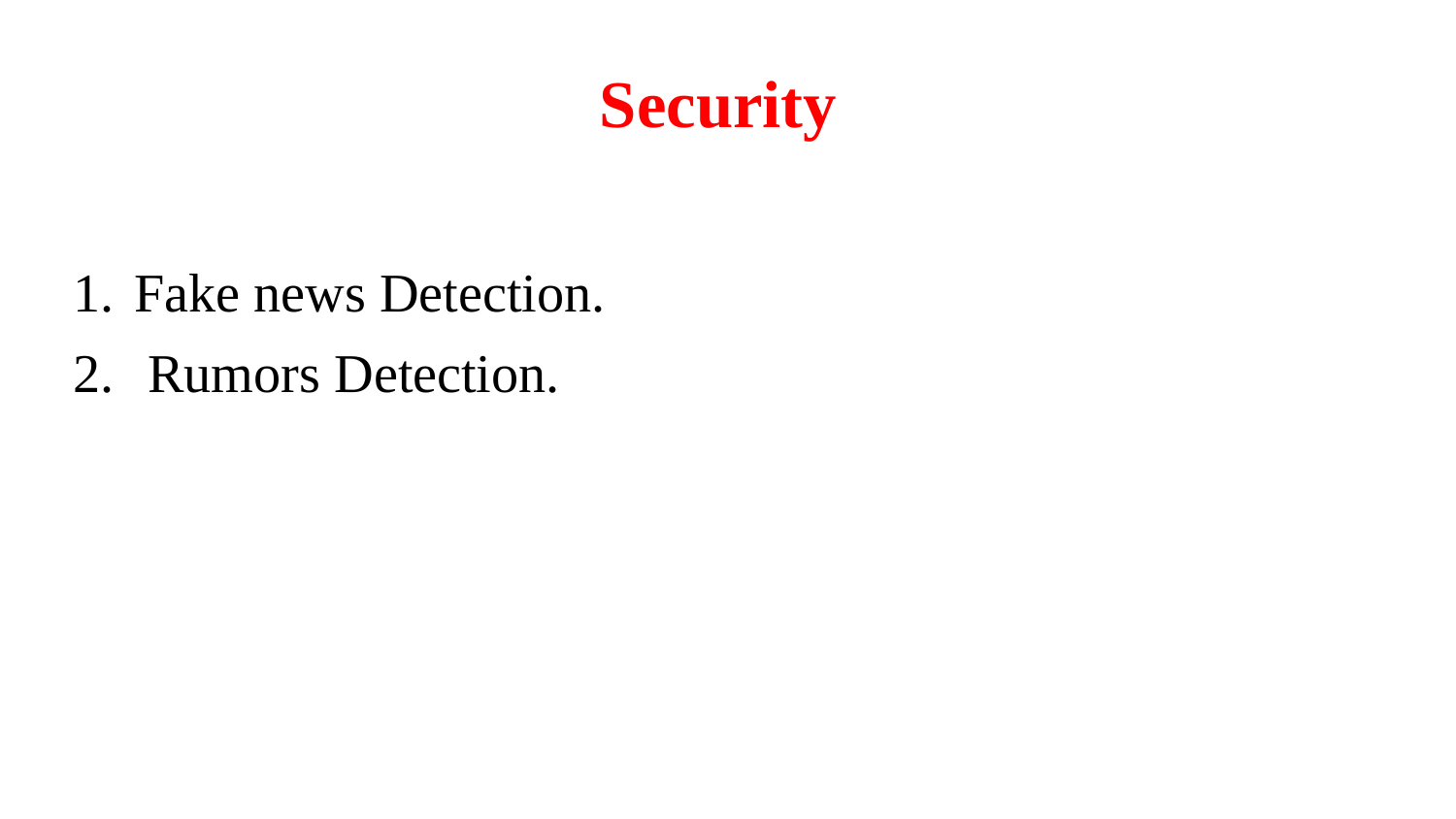# Security

1. Fake news Detection.
2. Rumors Detection.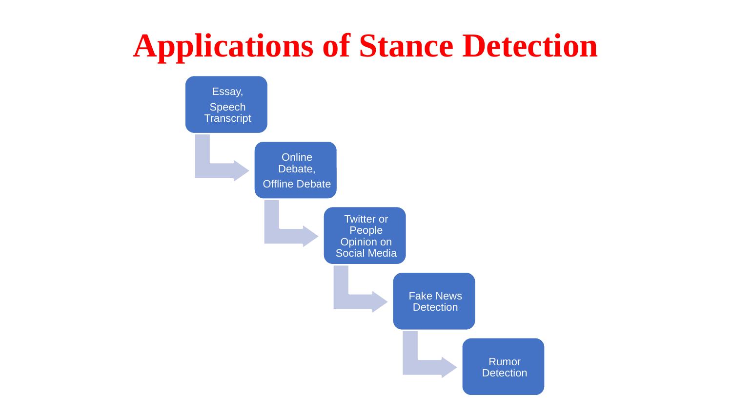# Applications of Stance Detection

- Essay, Speech Transcript
- Online Debate, Offline Debate
- Twitter or People Opinion on Social Media
- Fake News Detection
- Rumor Detection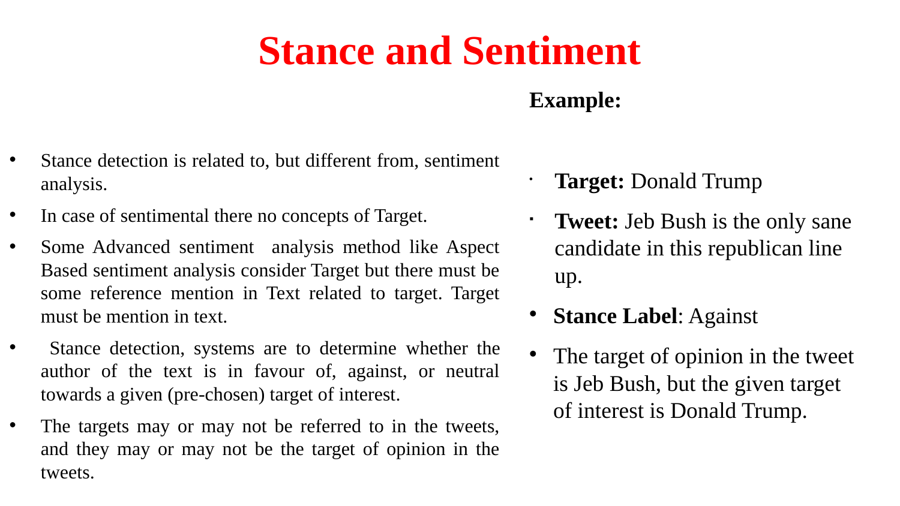# Stance and Sentiment

- Stance detection is related to, but different from, sentiment analysis.
- In case of sentimental there no concepts of Target.
- Some Advanced sentiment analysis method like Aspect Based sentiment analysis consider Target but there must be some reference mention in Text related to target. Target must be mention in text.
- Stance detection, systems are to determine whether the author of the text is in favour of, against, or neutral towards a given (pre-chosen) target of interest.
- The targets may or may not be referred to in the tweets, and they may or may not be the target of opinion in the tweets.

**Example:**

- **Target:** Donald Trump
- **Tweet:** Jeb Bush is the only sane candidate in this republican line up.
- **Stance Label**: Against
- The target of opinion in the tweet is Jeb Bush, but the given target of interest is Donald Trump.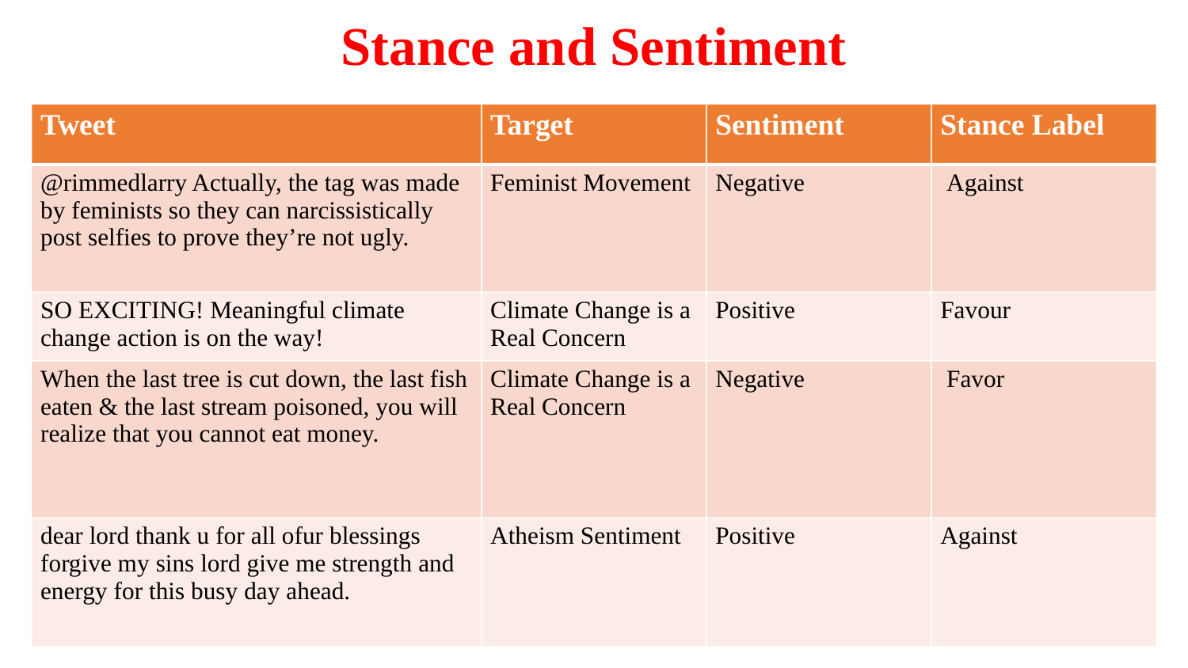# Stance and Sentiment

| Tweet | Target | Sentiment | Stance Label |
|---|---|---|---|
| @rimmedlarry Actually, the tag was made by feminists so they can narcissistically post selfies to prove they're not ugly. | Feminist Movement | Negative | Against |
| SO EXCITING! Meaningful climate change action is on the way! | Climate Change is a Real Concern | Positive | Favour |
| When the last tree is cut down, the last fish eaten & the last stream poisoned, you will realize that you cannot eat money. | Climate Change is a Real Concern | Negative | Favor |
| dear lord thank u for all ofur blessings forgive my sins lord give me strength and energy for this busy day ahead. | Atheism Sentiment | Positive | Against |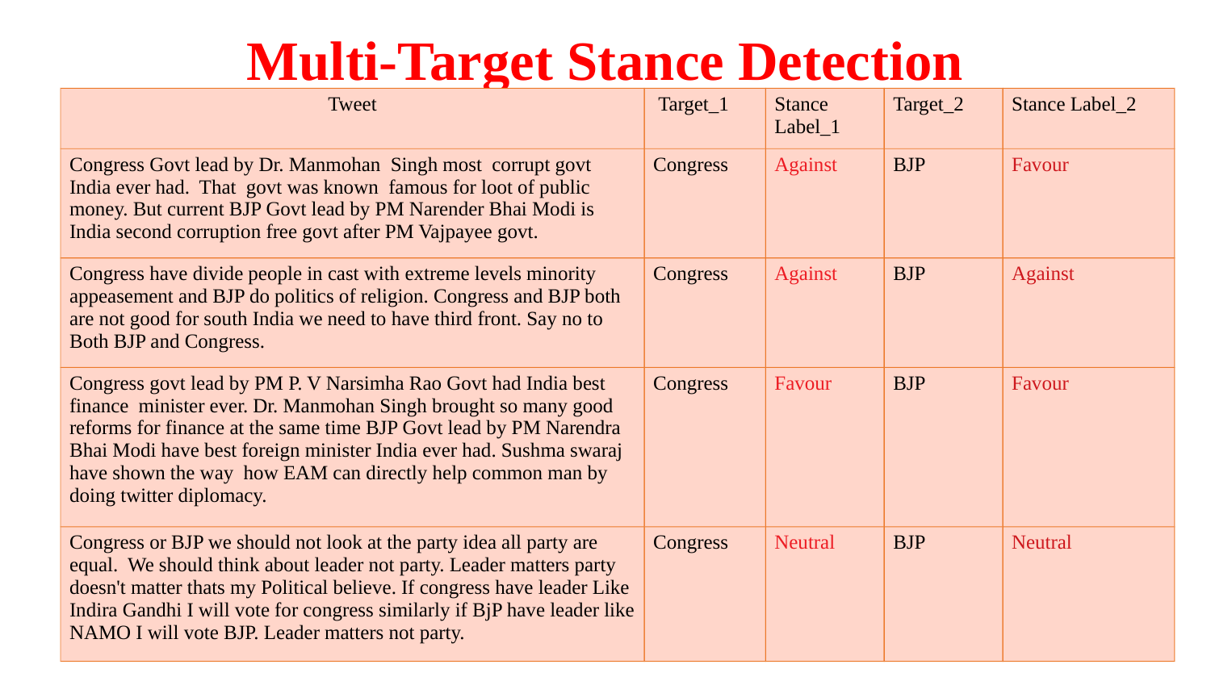# Multi-Target Stance Detection

| Tweet | Target_1 | Stance Label_1 | Target_2 | Stance Label_2 |
|---|---|---|---|---|
| Congress Govt lead by Dr. Manmohan Singh most corrupt govt India ever had. That govt was known famous for loot of public money. But current BJP Govt lead by PM Narender Bhai Modi is India second corruption free govt after PM Vajpayee govt. | Congress | Against | BJP | Favour |
| Congress have divide people in cast with extreme levels minority appeasement and BJP do politics of religion. Congress and BJP both are not good for south India we need to have third front. Say no to Both BJP and Congress. | Congress | Against | BJP | Against |
| Congress govt lead by PM P. V Narsimha Rao Govt had India best finance minister ever. Dr. Manmohan Singh brought so many good reforms for finance at the same time BJP Govt lead by PM Narendra Bhai Modi have best foreign minister India ever had. Sushma swaraj have shown the way how EAM can directly help common man by doing twitter diplomacy. | Congress | Favour | BJP | Favour |
| Congress or BJP we should not look at the party idea all party are equal. We should think about leader not party. Leader matters party doesn't matter thats my Political believe. If congress have leader Like Indira Gandhi I will vote for congress similarly if BjP have leader like NAMO I will vote BJP. Leader matters not party. | Congress | Neutral | BJP | Neutral |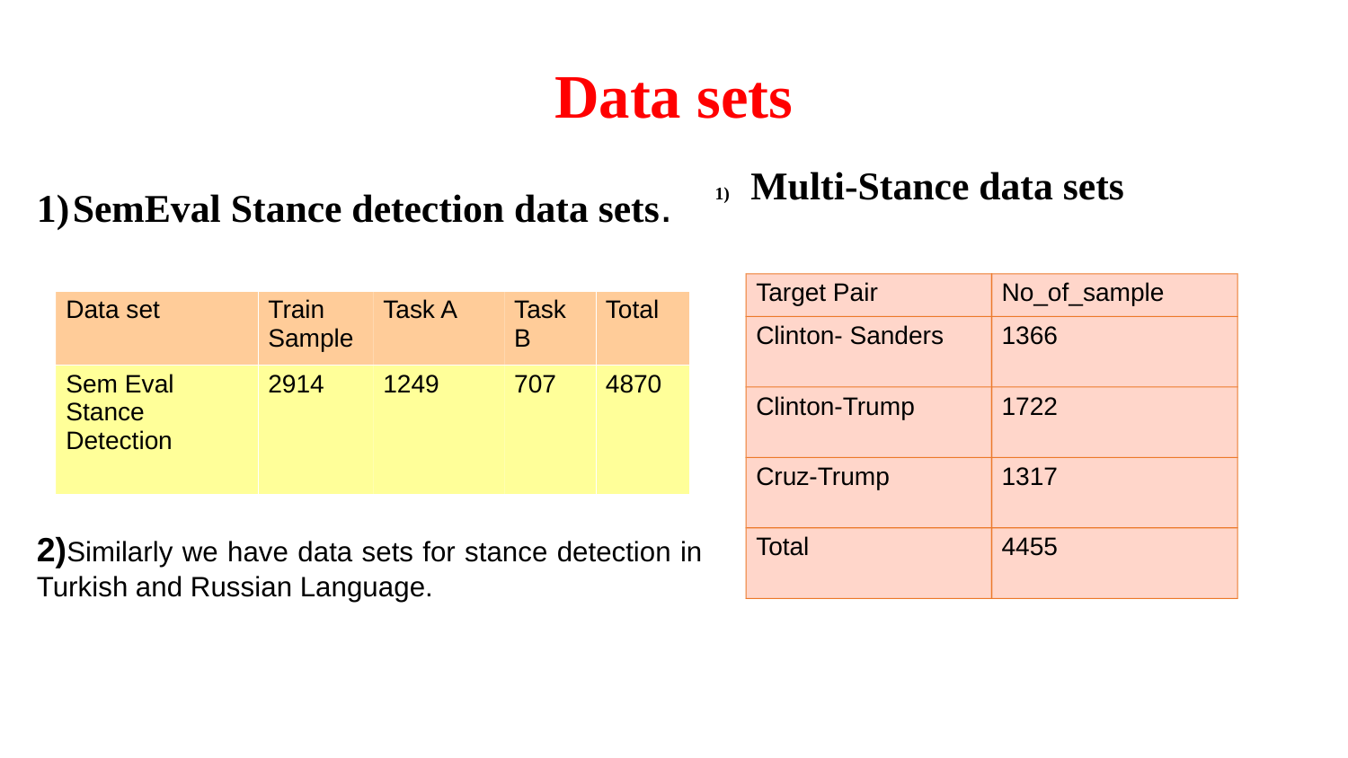# Data sets

## 1) SemEval Stance detection data sets.

| Data set | Train Sample | Task A | Task B | Total |
|---|---|---|---|---|
| Sem Eval Stance Detection | 2914 | 1249 | 707 | 4870 |

**2)** Similarly we have data sets for stance detection in Turkish and Russian Language.

## 1) Multi-Stance data sets

| Target Pair | No_of_sample |
|---|---|
| Clinton- Sanders | 1366 |
| Clinton-Trump | 1722 |
| Cruz-Trump | 1317 |
| Total | 4455 |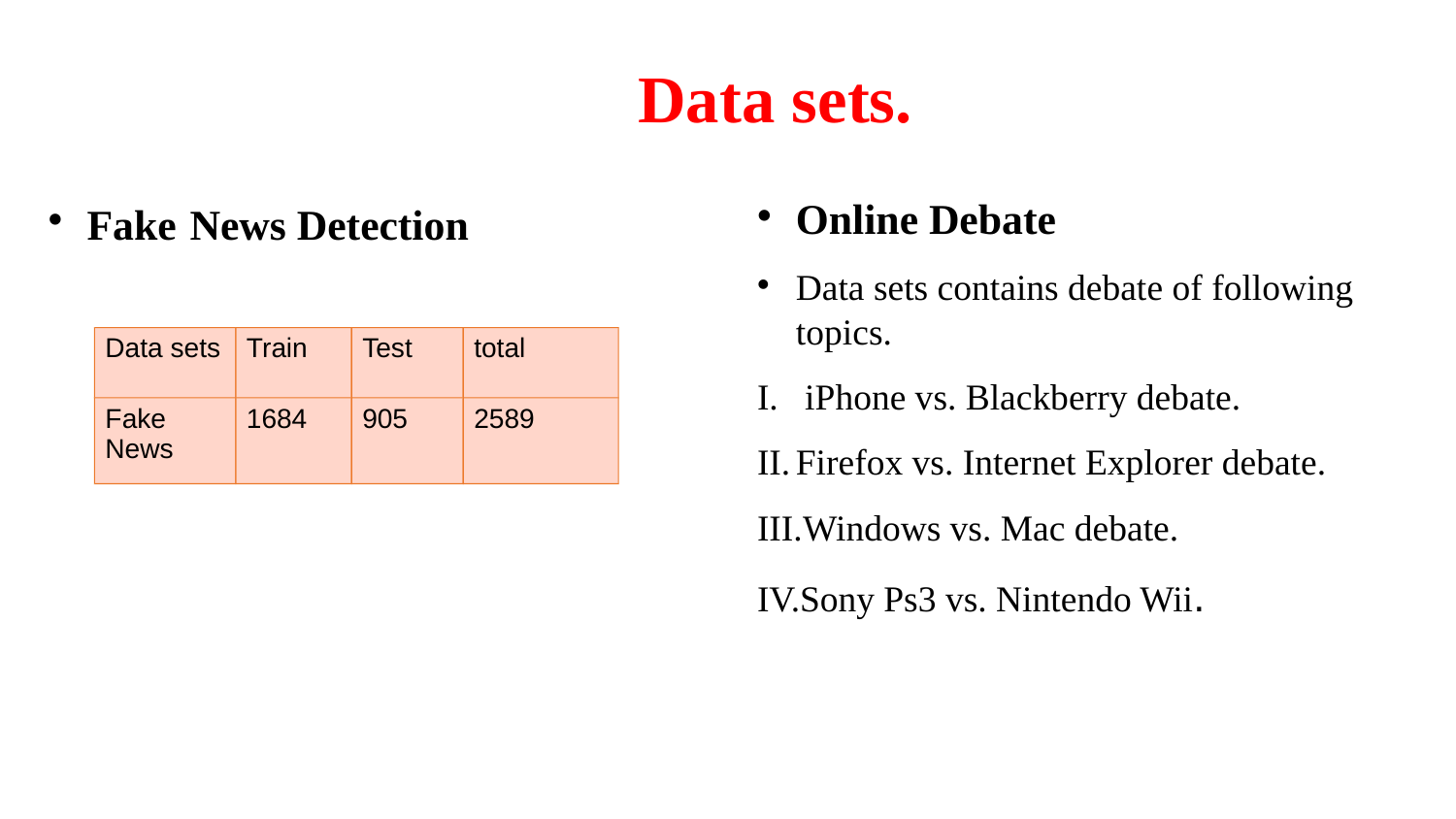# Data sets.

- **Fake News Detection**

| Data sets | Train | Test | total |
|---|---|---|---|
| Fake News | 1684 | 905 | 2589 |

- **Online Debate**
- Data sets contains debate of following topics.

I. iPhone vs. Blackberry debate.

II. Firefox vs. Internet Explorer debate.

III. Windows vs. Mac debate.

IV. Sony Ps3 vs. Nintendo Wii.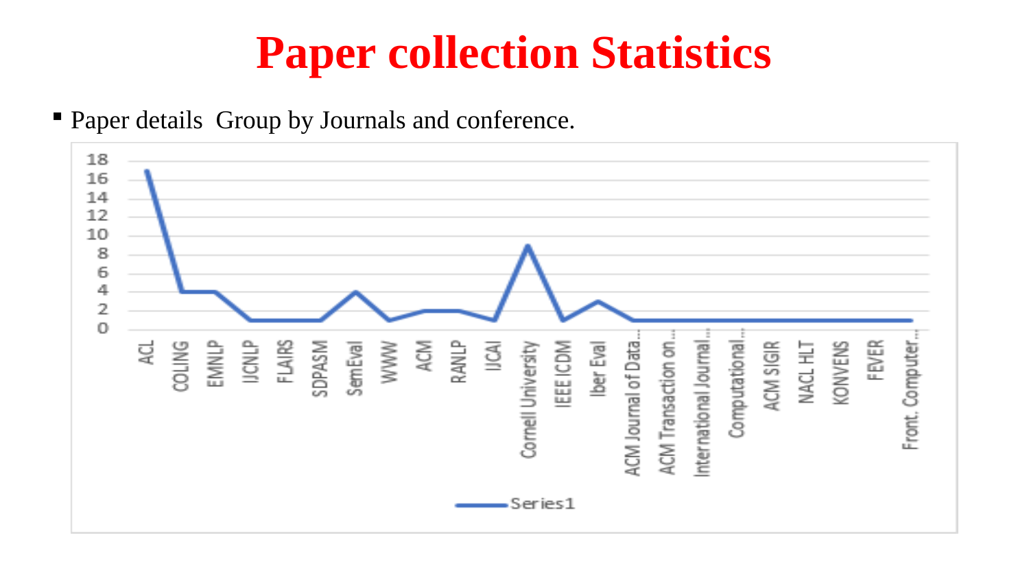# Paper collection Statistics

- Paper details Group by Journals and conference.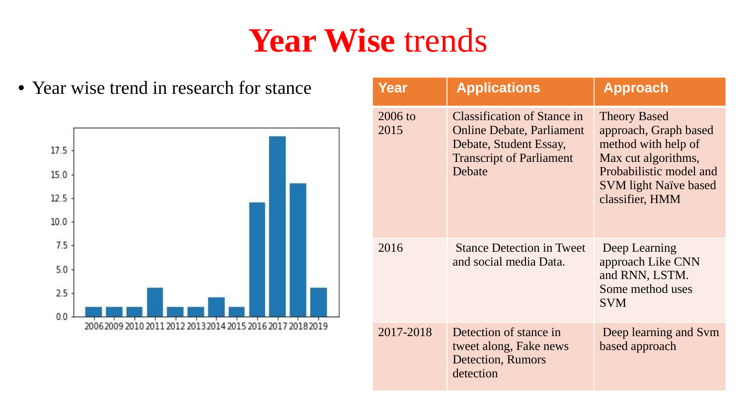# Year Wise trends

- Year wise trend in research for stance

17.5
15.0
12.5
10.0
7.5
5.0
2.5
0.0

2006 2009 2010 2011 2012 2013 2014 2015 2016 2017 2018 2019

| Year | Applications | Approach |
|---|---|---|
| 2006 to 2015 | Classification of Stance in Online Debate, Parliament Debate, Student Essay, Transcript of Parliament Debate | Theory Based approach, Graph based method with help of Max cut algorithms, Probabilistic model and SVM light Naïve based classifier, HMM |
| 2016 | Stance Detection in Tweet and social media Data. | Deep Learning approach Like CNN and RNN, LSTM. Some method uses SVM |
| 2017-2018 | Detection of stance in tweet along, Fake news Detection, Rumors detection | Deep learning and Svm based approach |